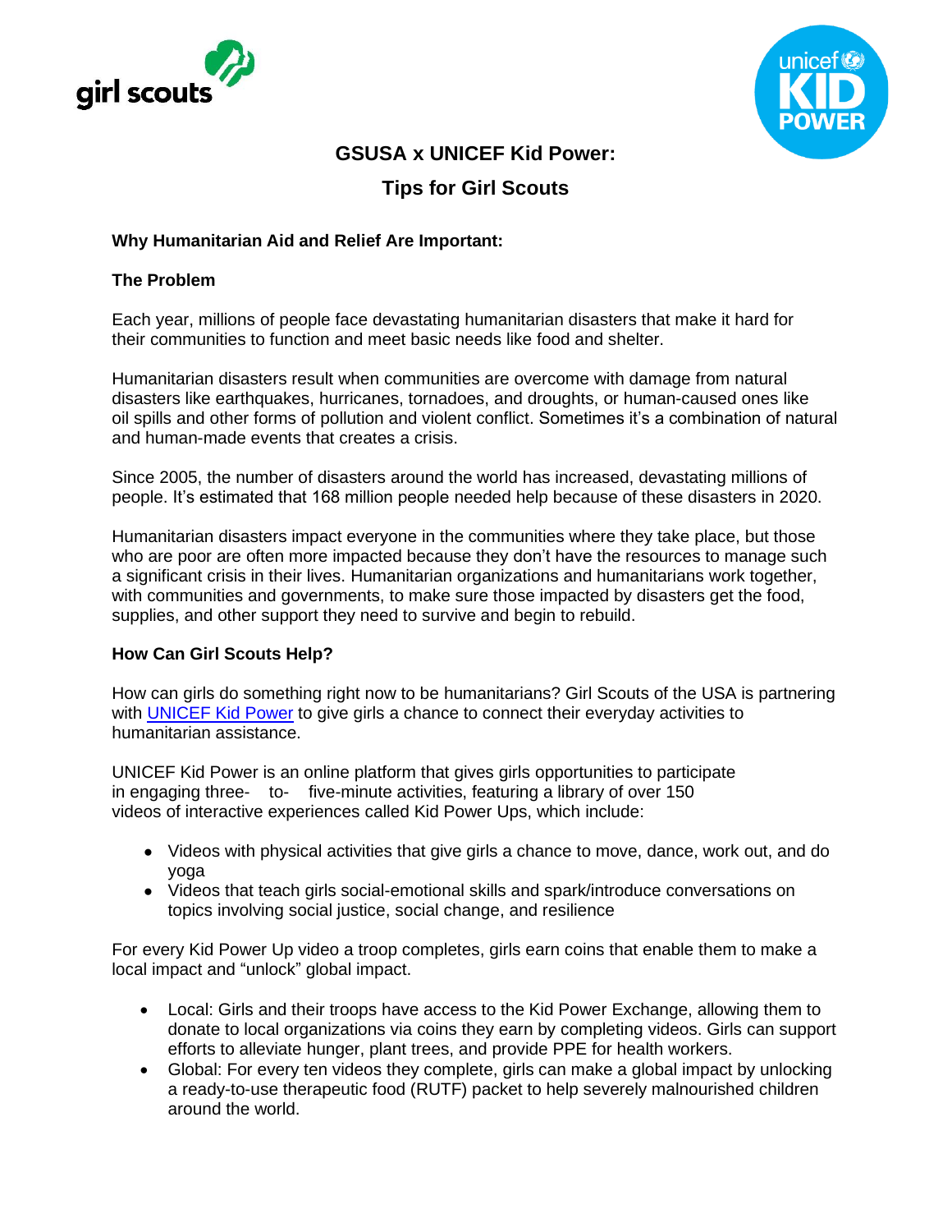# GSUSA x UNICEF Kid Power:

# Tips for Girl Scouts

**Why Humanitarian Aid and Relief Are Important:**

**The Problem**

Each year, millions of people face devastating humanitarian disasters that make it hard for their communities to function and meet basic needs like food and shelter.

Humanitarian disasters result when communities are overcome with damage from natural disasters like earthquakes, hurricanes, tornadoes, and droughts, or human-caused ones like oil spills and other forms of pollution and violent conflict. Sometimes it's a combination of natural and human-made events that creates a crisis.

Since 2005, the number of disasters around the world has increased, devastating millions of people. It's estimated that 168 million people needed help because of these disasters in 2020.

Humanitarian disasters impact everyone in the communities where they take place, but those who are poor are often more impacted because they don't have the resources to manage such a significant crisis in their lives. Humanitarian organizations and humanitarians work together, with communities and governments, to make sure those impacted by disasters get the food, supplies, and other support they need to survive and begin to rebuild.

**How Can Girl Scouts Help?**

How can girls do something right now to be humanitarians? Girl Scouts of the USA is partnering with [UNICEF Kid Power]() to give girls a chance to connect their everyday activities to humanitarian assistance.

UNICEF Kid Power is an online platform that gives girls opportunities to participate in engaging three- to- five-minute activities, featuring a library of over 150 videos of interactive experiences called Kid Power Ups, which include:

- Videos with physical activities that give girls a chance to move, dance, work out, and do yoga
- Videos that teach girls social-emotional skills and spark/introduce conversations on topics involving social justice, social change, and resilience

For every Kid Power Up video a troop completes, girls earn coins that enable them to make a local impact and "unlock" global impact.

- Local: Girls and their troops have access to the Kid Power Exchange, allowing them to donate to local organizations via coins they earn by completing videos. Girls can support efforts to alleviate hunger, plant trees, and provide PPE for health workers.
- Global: For every ten videos they complete, girls can make a global impact by unlocking a ready-to-use therapeutic food (RUTF) packet to help severely malnourished children around the world.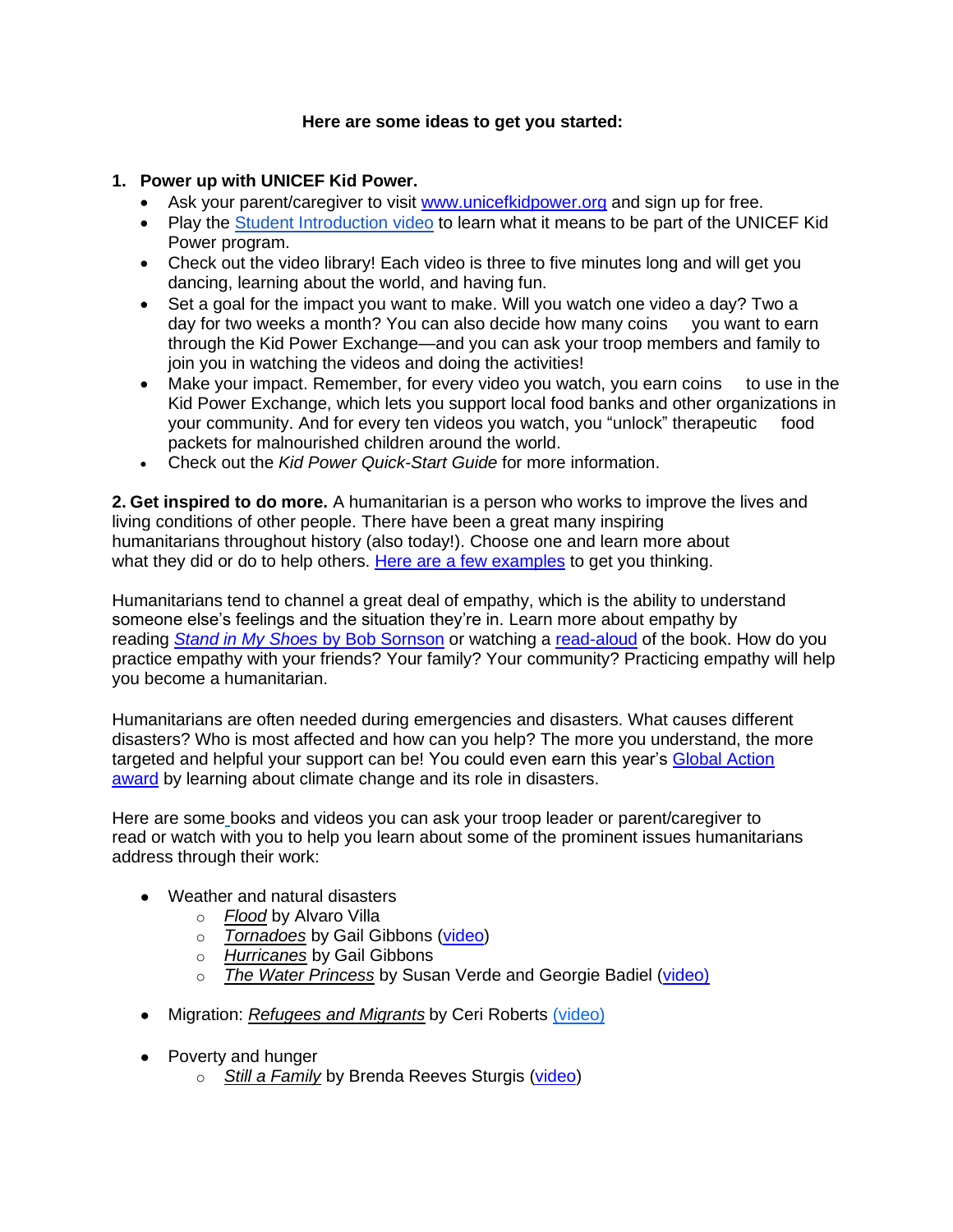**Here are some ideas to get you started:**

1. **Power up with UNICEF Kid Power.**
   - Ask your parent/caregiver to visit www.unicefkidpower.org and sign up for free.
   - Play the Student Introduction video to learn what it means to be part of the UNICEF Kid Power program.
   - Check out the video library! Each video is three to five minutes long and will get you dancing, learning about the world, and having fun.
   - Set a goal for the impact you want to make. Will you watch one video a day? Two a day for two weeks a month? You can also decide how many coins you want to earn through the Kid Power Exchange—and you can ask your troop members and family to join you in watching the videos and doing the activities!
   - Make your impact. Remember, for every video you watch, you earn coins to use in the Kid Power Exchange, which lets you support local food banks and other organizations in your community. And for every ten videos you watch, you "unlock" therapeutic food packets for malnourished children around the world.
   - Check out the *Kid Power Quick-Start Guide* for more information.

**2. Get inspired to do more.** A humanitarian is a person who works to improve the lives and living conditions of other people. There have been a great many inspiring humanitarians throughout history (also today!). Choose one and learn more about what they did or do to help others. Here are a few examples to get you thinking.

Humanitarians tend to channel a great deal of empathy, which is the ability to understand someone else's feelings and the situation they're in. Learn more about empathy by reading *Stand in My Shoes* by Bob Sornson or watching a read-aloud of the book. How do you practice empathy with your friends? Your family? Your community? Practicing empathy will help you become a humanitarian.

Humanitarians are often needed during emergencies and disasters. What causes different disasters? Who is most affected and how can you help? The more you understand, the more targeted and helpful your support can be! You could even earn this year's Global Action award by learning about climate change and its role in disasters.

Here are some books and videos you can ask your troop leader or parent/caregiver to read or watch with you to help you learn about some of the prominent issues humanitarians address through their work:

- Weather and natural disasters
  - *Flood* by Alvaro Villa
  - *Tornadoes* by Gail Gibbons (video)
  - *Hurricanes* by Gail Gibbons
  - *The Water Princess* by Susan Verde and Georgie Badiel (video)
- Migration: *Refugees and Migrants* by Ceri Roberts (video)
- Poverty and hunger
  - *Still a Family* by Brenda Reeves Sturgis (video)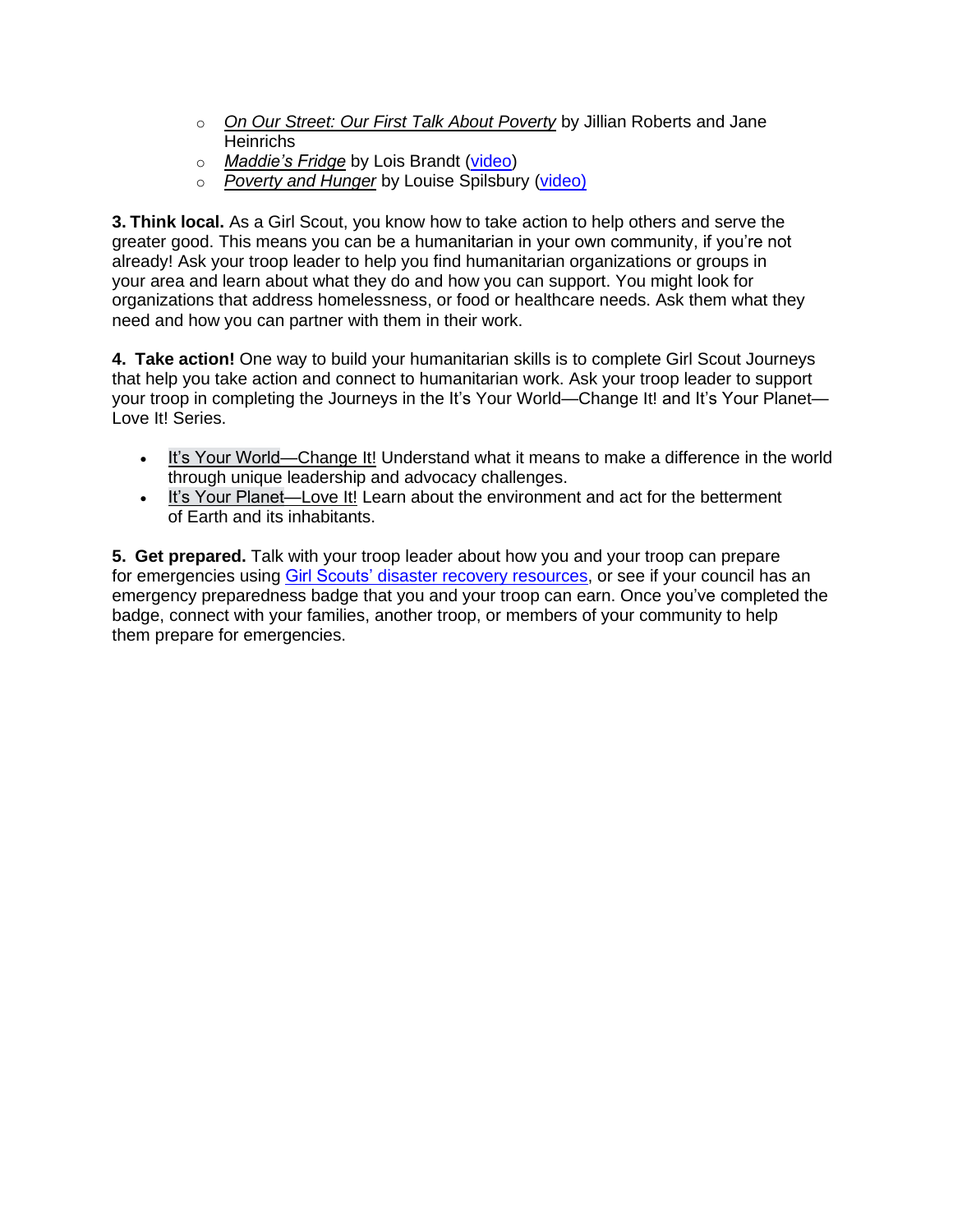- *On Our Street: Our First Talk About Poverty* by Jillian Roberts and Jane Heinrichs
- *Maddie's Fridge* by Lois Brandt (video)
- *Poverty and Hunger* by Louise Spilsbury (video)

**3. Think local.** As a Girl Scout, you know how to take action to help others and serve the greater good. This means you can be a humanitarian in your own community, if you're not already! Ask your troop leader to help you find humanitarian organizations or groups in your area and learn about what they do and how you can support. You might look for organizations that address homelessness, or food or healthcare needs. Ask them what they need and how you can partner with them in their work.

**4. Take action!** One way to build your humanitarian skills is to complete Girl Scout Journeys that help you take action and connect to humanitarian work. Ask your troop leader to support your troop in completing the Journeys in the It's Your World—Change It! and It's Your Planet—Love It! Series.

- It's Your World—Change It! Understand what it means to make a difference in the world through unique leadership and advocacy challenges.
- It's Your Planet—Love It! Learn about the environment and act for the betterment of Earth and its inhabitants.

**5. Get prepared.** Talk with your troop leader about how you and your troop can prepare for emergencies using Girl Scouts' disaster recovery resources, or see if your council has an emergency preparedness badge that you and your troop can earn. Once you've completed the badge, connect with your families, another troop, or members of your community to help them prepare for emergencies.